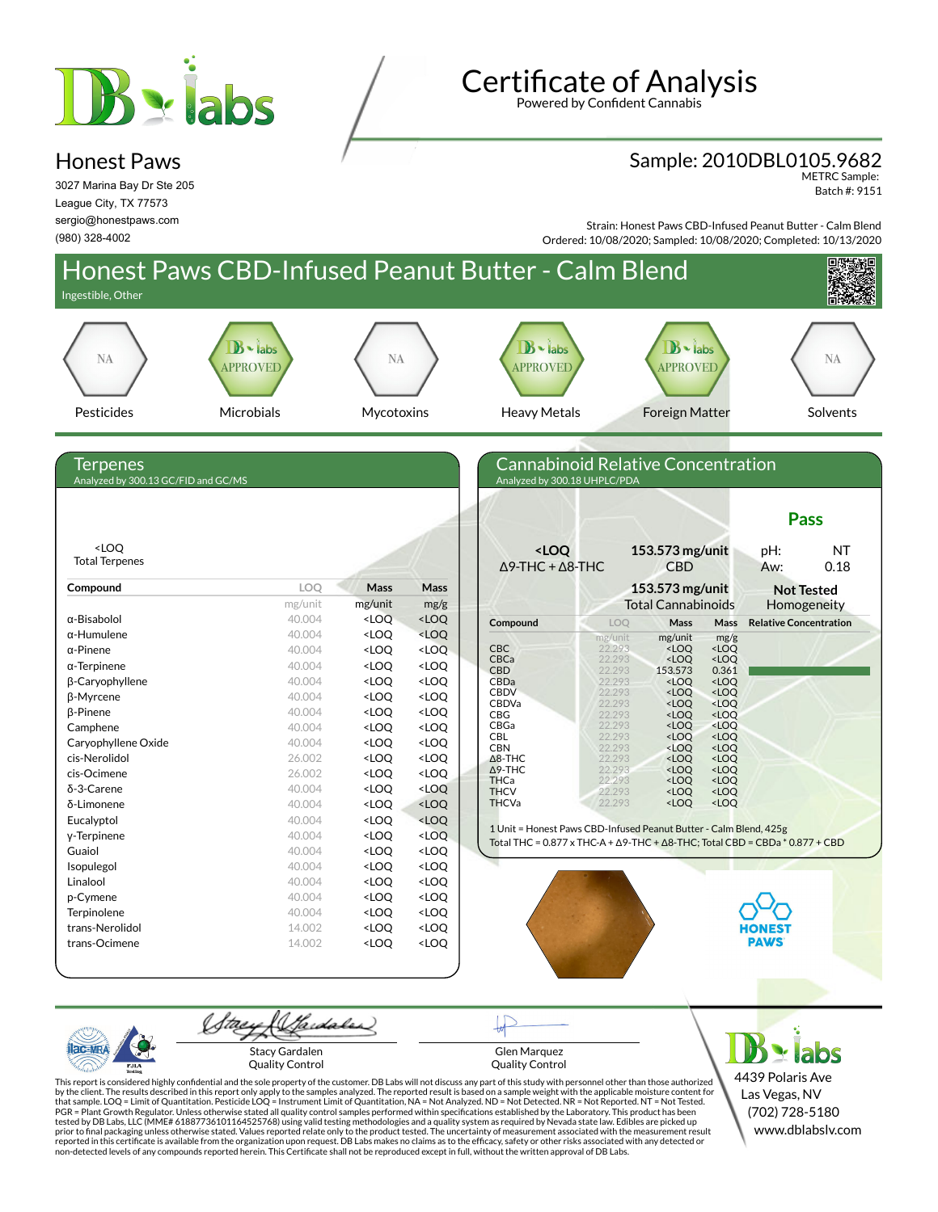# Certificate of Analysis

Powered by Confident Cannabis

## Honest Paws

3027 Marina Bay Dr Ste 205
League City, TX 77573
sergio@honestpaws.com
(980) 328-4002

## Sample: 2010DBL0105.9682

METRC Sample:
Batch #: 9151

Strain: Honest Paws CBD-Infused Peanut Butter - Calm Blend
Ordered: 10/08/2020; Sampled: 10/08/2020; Completed: 10/13/2020

# Honest Paws CBD-Infused Peanut Butter - Calm Blend

Ingestible, Other

| Pesticides | Microbials | Mycotoxins | Heavy Metals | Foreign Matter | Solvents |
|---|---|---|---|---|---|
| NA | DB labs APPROVED | NA | DB labs APPROVED | DB labs APPROVED | NA |

## Terpenes

Analyzed by 300.13 GC/FID and GC/MS

<LOQ
Total Terpenes

| Compound | LOQ | Mass | Mass |
|---|---|---|---|
| | mg/unit | mg/unit | mg/g |
| α-Bisabolol | 40.004 | <LOQ | <LOQ |
| α-Humulene | 40.004 | <LOQ | <LOQ |
| α-Pinene | 40.004 | <LOQ | <LOQ |
| α-Terpinene | 40.004 | <LOQ | <LOQ |
| β-Caryophyllene | 40.004 | <LOQ | <LOQ |
| β-Myrcene | 40.004 | <LOQ | <LOQ |
| β-Pinene | 40.004 | <LOQ | <LOQ |
| Camphene | 40.004 | <LOQ | <LOQ |
| Caryophyllene Oxide | 40.004 | <LOQ | <LOQ |
| cis-Nerolidol | 26.002 | <LOQ | <LOQ |
| cis-Ocimene | 26.002 | <LOQ | <LOQ |
| δ-3-Carene | 40.004 | <LOQ | <LOQ |
| δ-Limonene | 40.004 | <LOQ | <LOQ |
| Eucalyptol | 40.004 | <LOQ | <LOQ |
| γ-Terpinene | 40.004 | <LOQ | <LOQ |
| Guaiol | 40.004 | <LOQ | <LOQ |
| Isopulegol | 40.004 | <LOQ | <LOQ |
| Linalool | 40.004 | <LOQ | <LOQ |
| p-Cymene | 40.004 | <LOQ | <LOQ |
| Terpinolene | 40.004 | <LOQ | <LOQ |
| trans-Nerolidol | 14.002 | <LOQ | <LOQ |
| trans-Ocimene | 14.002 | <LOQ | <LOQ |

## Cannabinoid Relative Concentration

Analyzed by 300.18 UHPLC/PDA

**Pass**

**<LOQ** Δ9-THC + Δ8-THC

**153.573 mg/unit** CBD

**153.573 mg/unit** Total Cannabinoids

pH: NT
Aw: 0.18

**Not Tested** Homogeneity

| Compound | LOQ | Mass | Mass | Relative Concentration |
|---|---|---|---|---|
| | mg/unit | mg/unit | mg/g | |
| CBC | 22.293 | <LOQ | <LOQ | |
| CBCa | 22.293 | <LOQ | <LOQ | |
| CBD | 22.293 | 153.573 | 0.361 | |
| CBDa | 22.293 | <LOQ | <LOQ | |
| CBDV | 22.293 | <LOQ | <LOQ | |
| CBDVa | 22.293 | <LOQ | <LOQ | |
| CBG | 22.293 | <LOQ | <LOQ | |
| CBGa | 22.293 | <LOQ | <LOQ | |
| CBL | 22.293 | <LOQ | <LOQ | |
| CBN | 22.293 | <LOQ | <LOQ | |
| Δ8-THC | 22.293 | <LOQ | <LOQ | |
| Δ9-THC | 22.293 | <LOQ | <LOQ | |
| THCa | 22.293 | <LOQ | <LOQ | |
| THCV | 22.293 | <LOQ | <LOQ | |
| THCVa | 22.293 | <LOQ | <LOQ | |

1 Unit = Honest Paws CBD-Infused Peanut Butter - Calm Blend, 425g
Total THC = 0.877 x THC-A + Δ9-THC + Δ8-THC; Total CBD = CBDa * 0.877 + CBD

HONEST PAWS

Stacy Gardalen
Quality Control

Glen Marquez
Quality Control

DB labs
4439 Polaris Ave
Las Vegas, NV
(702) 728-5180
www.dblabslv.com

This report is considered highly confidential and the sole property of the customer. DB Labs will not discuss any part of this study with personnel other than those authorized by the client. The results described in this report only apply to the samples analyzed. The reported result is based on a sample weight with the applicable moisture content for that sample. LOQ = Limit of Quantitation. Pesticide LOQ = Instrument Limit of Quantitation, NA = Not Analyzed. ND = Not Detected. NR = Not Reported. NT = Not Tested. PGR = Plant Growth Regulator. Unless otherwise stated all quality control samples performed within specifications established by the Laboratory. This product has been tested by DB Labs, LLC (MME# 61887736101164525768) using valid testing methodologies and a quality system as required by Nevada state law. Edibles are picked up prior to final packaging unless otherwise stated. Values reported relate only to the product tested. The uncertainty of measurement associated with the measurement result reported in this certificate is available from the organization upon request. DB Labs makes no claims as to the efficacy, safety or other risks associated with any detected or non-detected levels of any compounds reported herein. This Certificate shall not be reproduced except in full, without the written approval of DB Labs.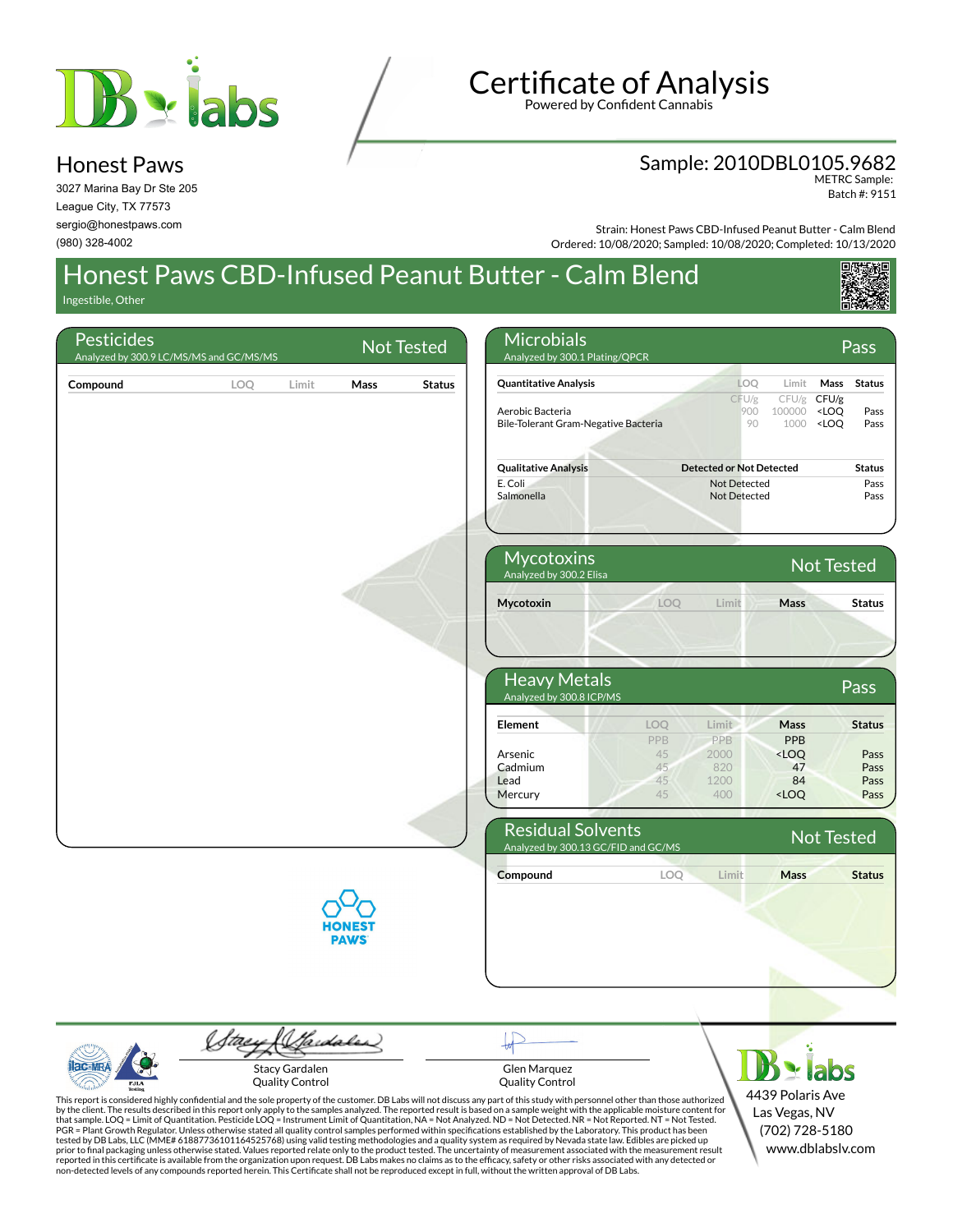# Certificate of Analysis

Powered by Confident Cannabis

## Honest Paws

3027 Marina Bay Dr Ste 205
League City, TX 77573
sergio@honestpaws.com
(980) 328-4002

**Sample: 2010DBL0105.9682**
METRC Sample:
Batch #: 9151

Strain: Honest Paws CBD-Infused Peanut Butter - Calm Blend
Ordered: 10/08/2020; Sampled: 10/08/2020; Completed: 10/13/2020

# Honest Paws CBD-Infused Peanut Butter - Calm Blend

Ingestible, Other

## Pesticides — Not Tested

Analyzed by 300.9 LC/MS/MS and GC/MS/MS

| Compound | LOQ | Limit | Mass | Status |
|---|---|---|---|---|

## Microbials — Pass

Analyzed by 300.1 Plating/QPCR

| Quantitative Analysis | LOQ | Limit | Mass | Status |
|---|---|---|---|---|
| | CFU/g | CFU/g | CFU/g | |
| Aerobic Bacteria | 900 | 100000 | <LOQ | Pass |
| Bile-Tolerant Gram-Negative Bacteria | 90 | 1000 | <LOQ | Pass |

| Qualitative Analysis | Detected or Not Detected | Status |
|---|---|---|
| E. Coli | Not Detected | Pass |
| Salmonella | Not Detected | Pass |

## Mycotoxins — Not Tested

Analyzed by 300.2 Elisa

| Mycotoxin | LOQ | Limit | Mass | Status |
|---|---|---|---|---|

## Heavy Metals — Pass

Analyzed by 300.8 ICP/MS

| Element | LOQ | Limit | Mass | Status |
|---|---|---|---|---|
| | PPB | PPB | PPB | |
| Arsenic | 45 | 2000 | <LOQ | Pass |
| Cadmium | 45 | 820 | 47 | Pass |
| Lead | 45 | 1200 | 84 | Pass |
| Mercury | 45 | 400 | <LOQ | Pass |

## Residual Solvents — Not Tested

Analyzed by 300.13 GC/FID and GC/MS

| Compound | LOQ | Limit | Mass | Status |
|---|---|---|---|---|

HONEST PAWS

Stacy Gardalen
Quality Control

Glen Marquez
Quality Control

4439 Polaris Ave
Las Vegas, NV
(702) 728-5180
www.dblabslv.com

This report is considered highly confidential and the sole property of the customer. DB Labs will not discuss any part of this study with personnel other than those authorized by the client. The results described in this report only apply to the samples analyzed. The reported result is based on a sample weight with the applicable moisture content for that sample. LOQ = Limit of Quantitation. Pesticide LOQ = Instrument Limit of Quantitation, NA = Not Analyzed. ND = Not Detected. NR = Not Reported. NT = Not Tested. PGR = Plant Growth Regulator. Unless otherwise stated all quality control samples performed within specifications established by the Laboratory. This product has been tested by DB Labs, LLC (MME# 61887736101164525768) using valid testing methodologies and a quality system as required by Nevada state law. Edibles are picked up prior to final packaging unless otherwise stated. Values reported relate only to the product tested. The uncertainty of measurement associated with the measurement result reported in this certificate is available from the organization upon request. DB Labs makes no claims as to the efficacy, safety or other risks associated with any detected or non-detected levels of any compounds reported herein. This Certificate shall not be reproduced except in full, without the written approval of DB Labs.